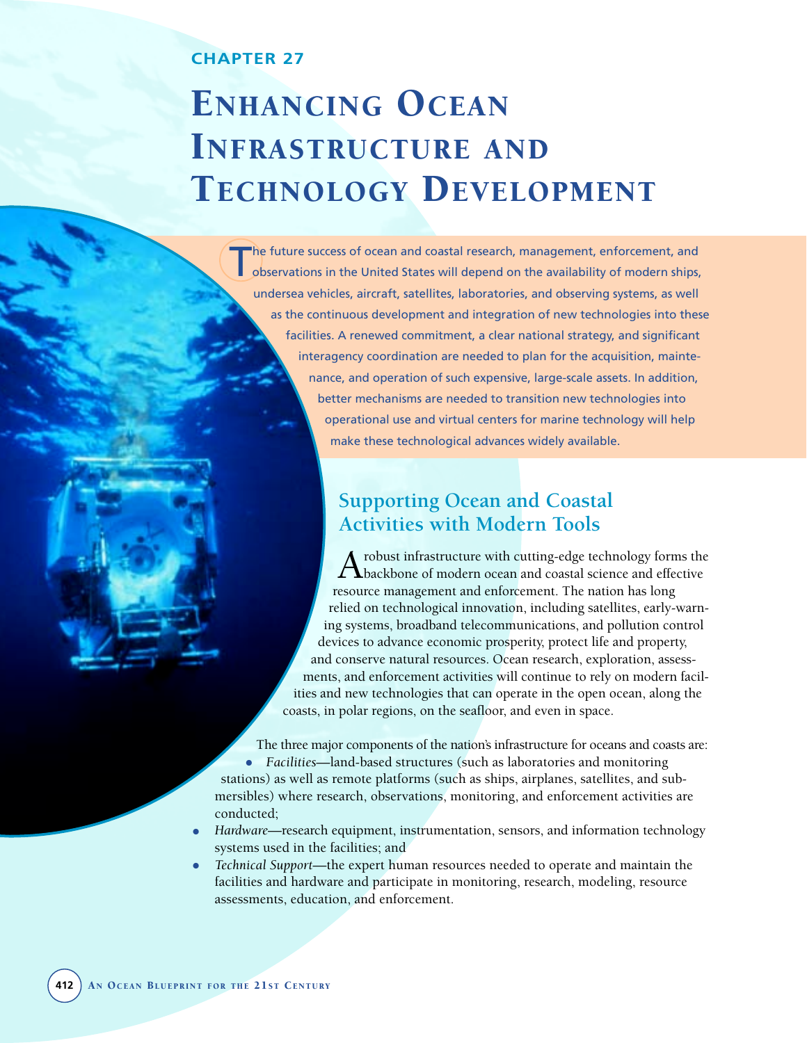CHAPTER 27

# Enhancing Ocean Infrastructure and Technology Development

The future success of ocean and coastal research, management, enforcement, and observations in the United States will depend on the availability of modern ships, undersea vehicles, aircraft, satellites, laboratories, and observing systems, as well as the continuous development and integration of new technologies into these facilities. A renewed commitment, a clear national strategy, and significant interagency coordination are needed to plan for the acquisition, maintenance, and operation of such expensive, large-scale assets. In addition, better mechanisms are needed to transition new technologies into operational use and virtual centers for marine technology will help make these technological advances widely available.

## Supporting Ocean and Coastal Activities with Modern Tools

A robust infrastructure with cutting-edge technology forms the backbone of modern ocean and coastal science and effective resource management and enforcement. The nation has long relied on technological innovation, including satellites, early-warning systems, broadband telecommunications, and pollution control devices to advance economic prosperity, protect life and property, and conserve natural resources. Ocean research, exploration, assessments, and enforcement activities will continue to rely on modern facilities and new technologies that can operate in the open ocean, along the coasts, in polar regions, on the seafloor, and even in space.

The three major components of the nation's infrastructure for oceans and coasts are:

- *Facilities*—land-based structures (such as laboratories and monitoring stations) as well as remote platforms (such as ships, airplanes, satellites, and submersibles) where research, observations, monitoring, and enforcement activities are conducted;
- *Hardware*—research equipment, instrumentation, sensors, and information technology systems used in the facilities; and
- *Technical Support*—the expert human resources needed to operate and maintain the facilities and hardware and participate in monitoring, research, modeling, resource assessments, education, and enforcement.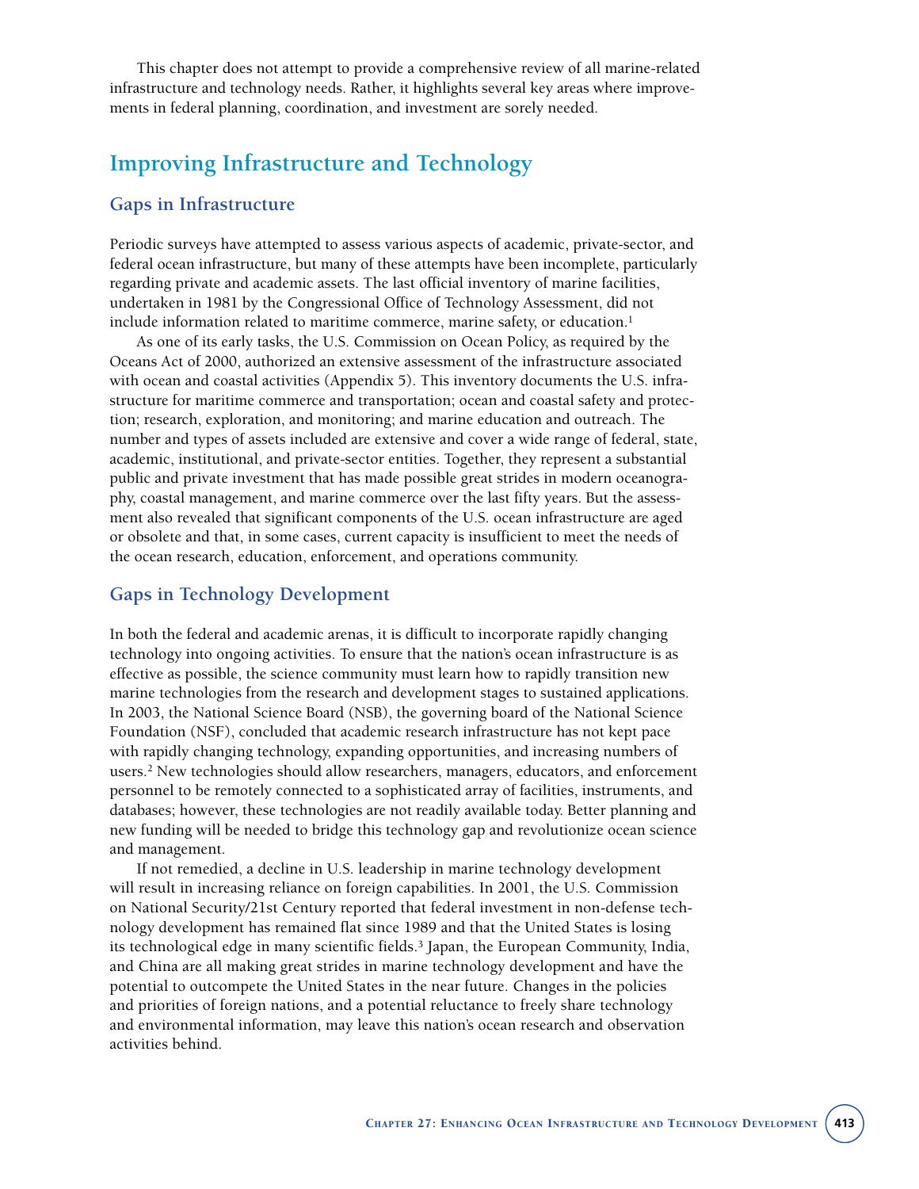This chapter does not attempt to provide a comprehensive review of all marine-related infrastructure and technology needs. Rather, it highlights several key areas where improvements in federal planning, coordination, and investment are sorely needed.

## Improving Infrastructure and Technology

### Gaps in Infrastructure

Periodic surveys have attempted to assess various aspects of academic, private-sector, and federal ocean infrastructure, but many of these attempts have been incomplete, particularly regarding private and academic assets. The last official inventory of marine facilities, undertaken in 1981 by the Congressional Office of Technology Assessment, did not include information related to maritime commerce, marine safety, or education.[1]

As one of its early tasks, the U.S. Commission on Ocean Policy, as required by the Oceans Act of 2000, authorized an extensive assessment of the infrastructure associated with ocean and coastal activities (Appendix 5). This inventory documents the U.S. infrastructure for maritime commerce and transportation; ocean and coastal safety and protection; research, exploration, and monitoring; and marine education and outreach. The number and types of assets included are extensive and cover a wide range of federal, state, academic, institutional, and private-sector entities. Together, they represent a substantial public and private investment that has made possible great strides in modern oceanography, coastal management, and marine commerce over the last fifty years. But the assessment also revealed that significant components of the U.S. ocean infrastructure are aged or obsolete and that, in some cases, current capacity is insufficient to meet the needs of the ocean research, education, enforcement, and operations community.

### Gaps in Technology Development

In both the federal and academic arenas, it is difficult to incorporate rapidly changing technology into ongoing activities. To ensure that the nation's ocean infrastructure is as effective as possible, the science community must learn how to rapidly transition new marine technologies from the research and development stages to sustained applications. In 2003, the National Science Board (NSB), the governing board of the National Science Foundation (NSF), concluded that academic research infrastructure has not kept pace with rapidly changing technology, expanding opportunities, and increasing numbers of users.[2] New technologies should allow researchers, managers, educators, and enforcement personnel to be remotely connected to a sophisticated array of facilities, instruments, and databases; however, these technologies are not readily available today. Better planning and new funding will be needed to bridge this technology gap and revolutionize ocean science and management.

If not remedied, a decline in U.S. leadership in marine technology development will result in increasing reliance on foreign capabilities. In 2001, the U.S. Commission on National Security/21st Century reported that federal investment in non-defense technology development has remained flat since 1989 and that the United States is losing its technological edge in many scientific fields.[3] Japan, the European Community, India, and China are all making great strides in marine technology development and have the potential to outcompete the United States in the near future. Changes in the policies and priorities of foreign nations, and a potential reluctance to freely share technology and environmental information, may leave this nation's ocean research and observation activities behind.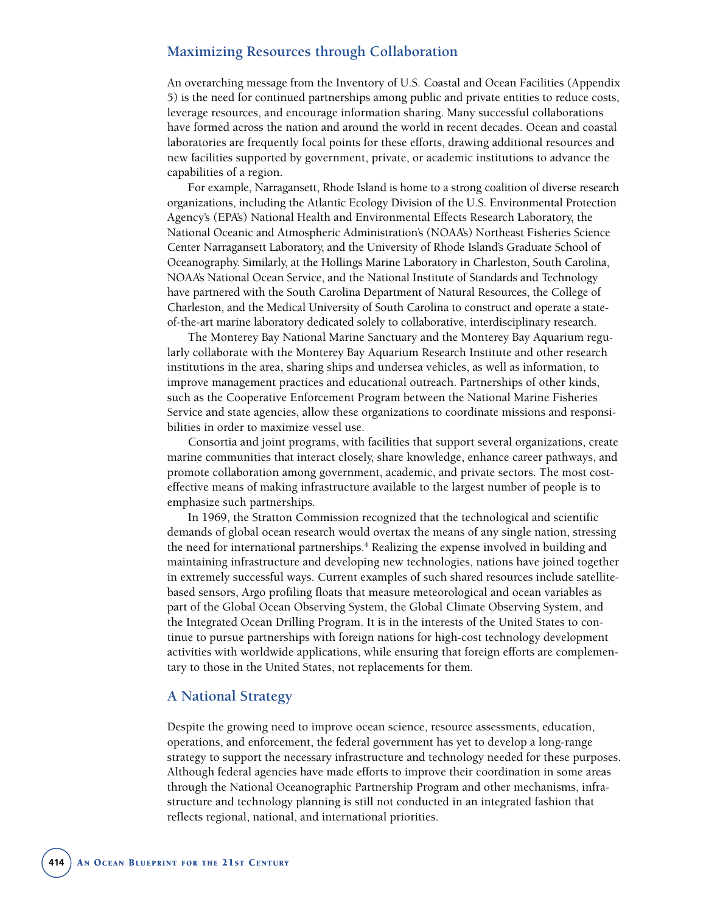## Maximizing Resources through Collaboration

An overarching message from the Inventory of U.S. Coastal and Ocean Facilities (Appendix 5) is the need for continued partnerships among public and private entities to reduce costs, leverage resources, and encourage information sharing. Many successful collaborations have formed across the nation and around the world in recent decades. Ocean and coastal laboratories are frequently focal points for these efforts, drawing additional resources and new facilities supported by government, private, or academic institutions to advance the capabilities of a region.

For example, Narragansett, Rhode Island is home to a strong coalition of diverse research organizations, including the Atlantic Ecology Division of the U.S. Environmental Protection Agency's (EPA's) National Health and Environmental Effects Research Laboratory, the National Oceanic and Atmospheric Administration's (NOAA's) Northeast Fisheries Science Center Narragansett Laboratory, and the University of Rhode Island's Graduate School of Oceanography. Similarly, at the Hollings Marine Laboratory in Charleston, South Carolina, NOAA's National Ocean Service, and the National Institute of Standards and Technology have partnered with the South Carolina Department of Natural Resources, the College of Charleston, and the Medical University of South Carolina to construct and operate a state-of-the-art marine laboratory dedicated solely to collaborative, interdisciplinary research.

The Monterey Bay National Marine Sanctuary and the Monterey Bay Aquarium regularly collaborate with the Monterey Bay Aquarium Research Institute and other research institutions in the area, sharing ships and undersea vehicles, as well as information, to improve management practices and educational outreach. Partnerships of other kinds, such as the Cooperative Enforcement Program between the National Marine Fisheries Service and state agencies, allow these organizations to coordinate missions and responsibilities in order to maximize vessel use.

Consortia and joint programs, with facilities that support several organizations, create marine communities that interact closely, share knowledge, enhance career pathways, and promote collaboration among government, academic, and private sectors. The most cost-effective means of making infrastructure available to the largest number of people is to emphasize such partnerships.

In 1969, the Stratton Commission recognized that the technological and scientific demands of global ocean research would overtax the means of any single nation, stressing the need for international partnerships.[4] Realizing the expense involved in building and maintaining infrastructure and developing new technologies, nations have joined together in extremely successful ways. Current examples of such shared resources include satellite-based sensors, Argo profiling floats that measure meteorological and ocean variables as part of the Global Ocean Observing System, the Global Climate Observing System, and the Integrated Ocean Drilling Program. It is in the interests of the United States to continue to pursue partnerships with foreign nations for high-cost technology development activities with worldwide applications, while ensuring that foreign efforts are complementary to those in the United States, not replacements for them.

## A National Strategy

Despite the growing need to improve ocean science, resource assessments, education, operations, and enforcement, the federal government has yet to develop a long-range strategy to support the necessary infrastructure and technology needed for these purposes. Although federal agencies have made efforts to improve their coordination in some areas through the National Oceanographic Partnership Program and other mechanisms, infrastructure and technology planning is still not conducted in an integrated fashion that reflects regional, national, and international priorities.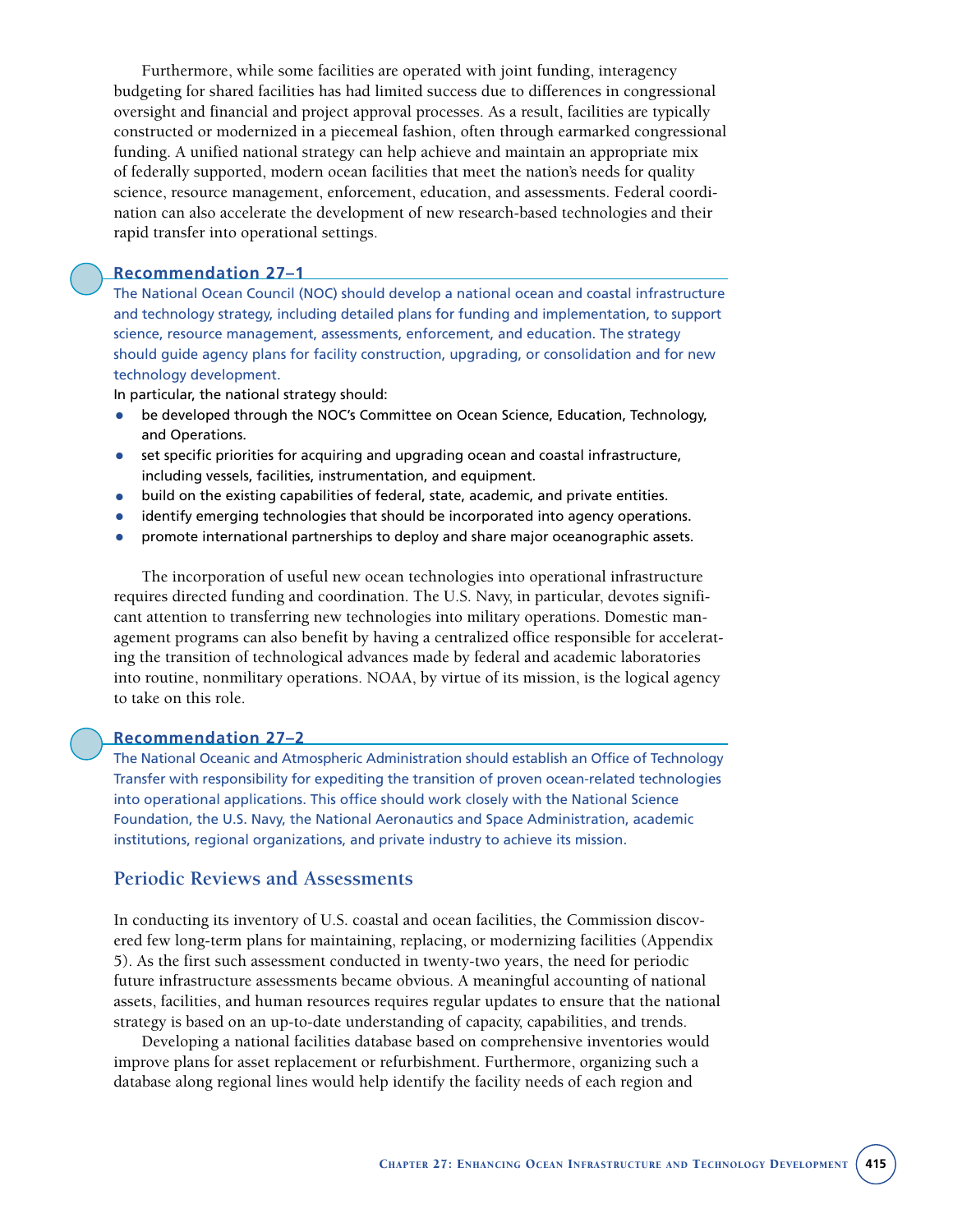Furthermore, while some facilities are operated with joint funding, interagency budgeting for shared facilities has had limited success due to differences in congressional oversight and financial and project approval processes. As a result, facilities are typically constructed or modernized in a piecemeal fashion, often through earmarked congressional funding. A unified national strategy can help achieve and maintain an appropriate mix of federally supported, modern ocean facilities that meet the nation's needs for quality science, resource management, enforcement, education, and assessments. Federal coordination can also accelerate the development of new research-based technologies and their rapid transfer into operational settings.

### Recommendation 27–1

The National Ocean Council (NOC) should develop a national ocean and coastal infrastructure and technology strategy, including detailed plans for funding and implementation, to support science, resource management, assessments, enforcement, and education. The strategy should guide agency plans for facility construction, upgrading, or consolidation and for new technology development.

In particular, the national strategy should:

- be developed through the NOC's Committee on Ocean Science, Education, Technology, and Operations.
- set specific priorities for acquiring and upgrading ocean and coastal infrastructure, including vessels, facilities, instrumentation, and equipment.
- build on the existing capabilities of federal, state, academic, and private entities.
- identify emerging technologies that should be incorporated into agency operations.
- promote international partnerships to deploy and share major oceanographic assets.

The incorporation of useful new ocean technologies into operational infrastructure requires directed funding and coordination. The U.S. Navy, in particular, devotes significant attention to transferring new technologies into military operations. Domestic management programs can also benefit by having a centralized office responsible for accelerating the transition of technological advances made by federal and academic laboratories into routine, nonmilitary operations. NOAA, by virtue of its mission, is the logical agency to take on this role.

### Recommendation 27–2

The National Oceanic and Atmospheric Administration should establish an Office of Technology Transfer with responsibility for expediting the transition of proven ocean-related technologies into operational applications. This office should work closely with the National Science Foundation, the U.S. Navy, the National Aeronautics and Space Administration, academic institutions, regional organizations, and private industry to achieve its mission.

## Periodic Reviews and Assessments

In conducting its inventory of U.S. coastal and ocean facilities, the Commission discovered few long-term plans for maintaining, replacing, or modernizing facilities (Appendix 5). As the first such assessment conducted in twenty-two years, the need for periodic future infrastructure assessments became obvious. A meaningful accounting of national assets, facilities, and human resources requires regular updates to ensure that the national strategy is based on an up-to-date understanding of capacity, capabilities, and trends.

Developing a national facilities database based on comprehensive inventories would improve plans for asset replacement or refurbishment. Furthermore, organizing such a database along regional lines would help identify the facility needs of each region and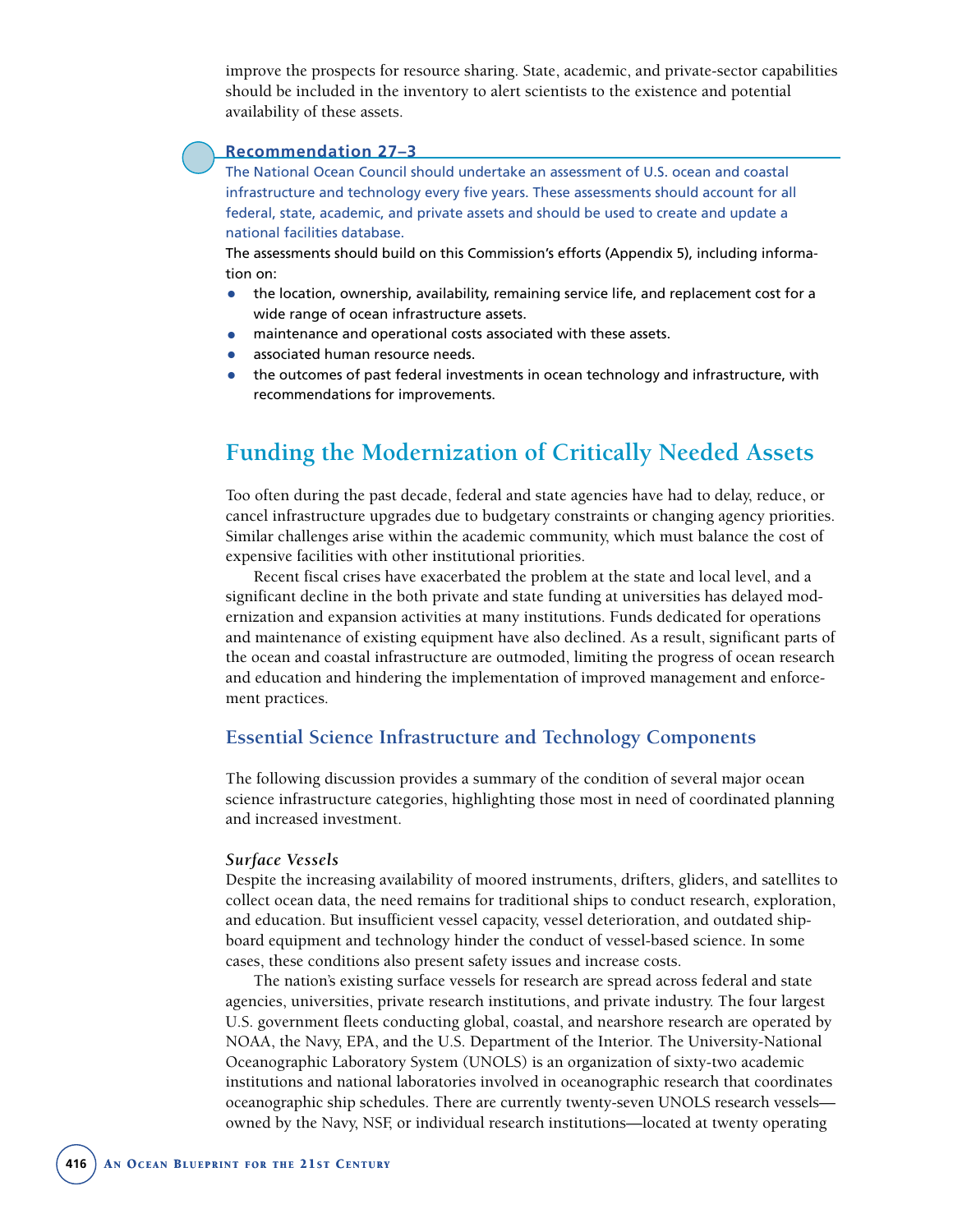improve the prospects for resource sharing. State, academic, and private-sector capabilities should be included in the inventory to alert scientists to the existence and potential availability of these assets.

**Recommendation 27–3**

**The National Ocean Council should undertake an assessment of U.S. ocean and coastal infrastructure and technology every five years. These assessments should account for all federal, state, academic, and private assets and should be used to create and update a national facilities database.**

The assessments should build on this Commission's efforts (Appendix 5), including information on:

- the location, ownership, availability, remaining service life, and replacement cost for a wide range of ocean infrastructure assets.
- maintenance and operational costs associated with these assets.
- associated human resource needs.
- the outcomes of past federal investments in ocean technology and infrastructure, with recommendations for improvements.

## Funding the Modernization of Critically Needed Assets

Too often during the past decade, federal and state agencies have had to delay, reduce, or cancel infrastructure upgrades due to budgetary constraints or changing agency priorities. Similar challenges arise within the academic community, which must balance the cost of expensive facilities with other institutional priorities.

Recent fiscal crises have exacerbated the problem at the state and local level, and a significant decline in the both private and state funding at universities has delayed modernization and expansion activities at many institutions. Funds dedicated for operations and maintenance of existing equipment have also declined. As a result, significant parts of the ocean and coastal infrastructure are outmoded, limiting the progress of ocean research and education and hindering the implementation of improved management and enforcement practices.

### Essential Science Infrastructure and Technology Components

The following discussion provides a summary of the condition of several major ocean science infrastructure categories, highlighting those most in need of coordinated planning and increased investment.

#### *Surface Vessels*

Despite the increasing availability of moored instruments, drifters, gliders, and satellites to collect ocean data, the need remains for traditional ships to conduct research, exploration, and education. But insufficient vessel capacity, vessel deterioration, and outdated shipboard equipment and technology hinder the conduct of vessel-based science. In some cases, these conditions also present safety issues and increase costs.

The nation's existing surface vessels for research are spread across federal and state agencies, universities, private research institutions, and private industry. The four largest U.S. government fleets conducting global, coastal, and nearshore research are operated by NOAA, the Navy, EPA, and the U.S. Department of the Interior. The University-National Oceanographic Laboratory System (UNOLS) is an organization of sixty-two academic institutions and national laboratories involved in oceanographic research that coordinates oceanographic ship schedules. There are currently twenty-seven UNOLS research vessels—owned by the Navy, NSF, or individual research institutions—located at twenty operating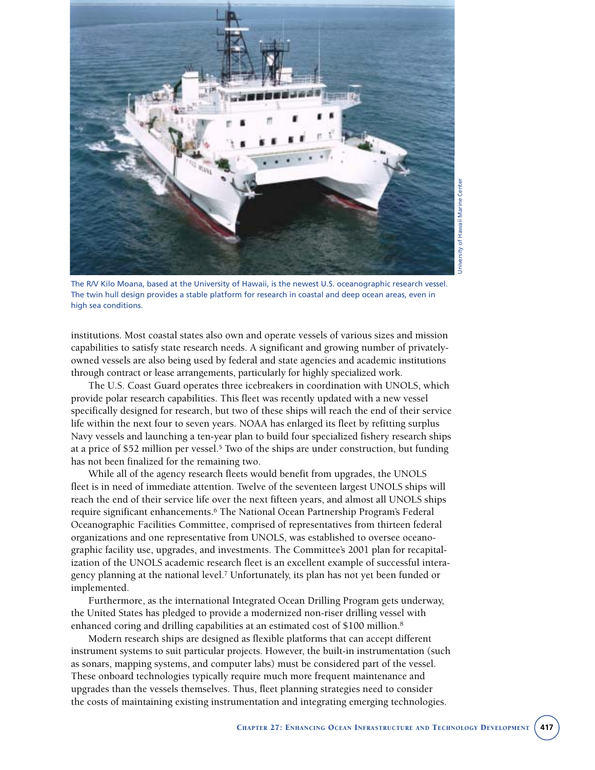The R/V Kilo Moana, based at the University of Hawaii, is the newest U.S. oceanographic research vessel. The twin hull design provides a stable platform for research in coastal and deep ocean areas, even in high sea conditions.

institutions. Most coastal states also own and operate vessels of various sizes and mission capabilities to satisfy state research needs. A significant and growing number of privately-owned vessels are also being used by federal and state agencies and academic institutions through contract or lease arrangements, particularly for highly specialized work.

The U.S. Coast Guard operates three icebreakers in coordination with UNOLS, which provide polar research capabilities. This fleet was recently updated with a new vessel specifically designed for research, but two of these ships will reach the end of their service life within the next four to seven years. NOAA has enlarged its fleet by refitting surplus Navy vessels and launching a ten-year plan to build four specialized fishery research ships at a price of $52 million per vessel.[5] Two of the ships are under construction, but funding has not been finalized for the remaining two.

While all of the agency research fleets would benefit from upgrades, the UNOLS fleet is in need of immediate attention. Twelve of the seventeen largest UNOLS ships will reach the end of their service life over the next fifteen years, and almost all UNOLS ships require significant enhancements.[6] The National Ocean Partnership Program's Federal Oceanographic Facilities Committee, comprised of representatives from thirteen federal organizations and one representative from UNOLS, was established to oversee oceanographic facility use, upgrades, and investments. The Committee's 2001 plan for recapitalization of the UNOLS academic research fleet is an excellent example of successful interagency planning at the national level.[7] Unfortunately, its plan has not yet been funded or implemented.

Furthermore, as the international Integrated Ocean Drilling Program gets underway, the United States has pledged to provide a modernized non-riser drilling vessel with enhanced coring and drilling capabilities at an estimated cost of $100 million.[8]

Modern research ships are designed as flexible platforms that can accept different instrument systems to suit particular projects. However, the built-in instrumentation (such as sonars, mapping systems, and computer labs) must be considered part of the vessel. These onboard technologies typically require much more frequent maintenance and upgrades than the vessels themselves. Thus, fleet planning strategies need to consider the costs of maintaining existing instrumentation and integrating emerging technologies.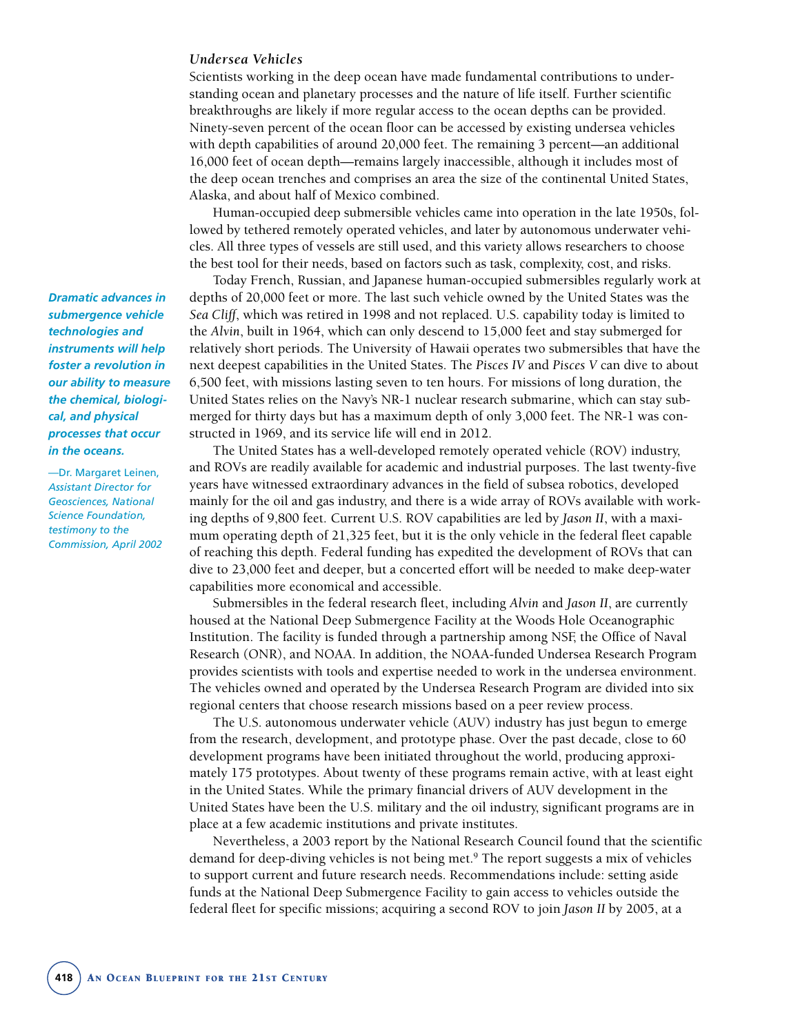### *Undersea Vehicles*

Scientists working in the deep ocean have made fundamental contributions to understanding ocean and planetary processes and the nature of life itself. Further scientific breakthroughs are likely if more regular access to the ocean depths can be provided. Ninety-seven percent of the ocean floor can be accessed by existing undersea vehicles with depth capabilities of around 20,000 feet. The remaining 3 percent—an additional 16,000 feet of ocean depth—remains largely inaccessible, although it includes most of the deep ocean trenches and comprises an area the size of the continental United States, Alaska, and about half of Mexico combined.

Human-occupied deep submersible vehicles came into operation in the late 1950s, followed by tethered remotely operated vehicles, and later by autonomous underwater vehicles. All three types of vessels are still used, and this variety allows researchers to choose the best tool for their needs, based on factors such as task, complexity, cost, and risks.

Today French, Russian, and Japanese human-occupied submersibles regularly work at depths of 20,000 feet or more. The last such vehicle owned by the United States was the *Sea Cliff*, which was retired in 1998 and not replaced. U.S. capability today is limited to the *Alvin*, built in 1964, which can only descend to 15,000 feet and stay submerged for relatively short periods. The University of Hawaii operates two submersibles that have the next deepest capabilities in the United States. The *Pisces IV* and *Pisces V* can dive to about 6,500 feet, with missions lasting seven to ten hours. For missions of long duration, the United States relies on the Navy's NR-1 nuclear research submarine, which can stay submerged for thirty days but has a maximum depth of only 3,000 feet. The NR-1 was constructed in 1969, and its service life will end in 2012.

> ***Dramatic advances in submergence vehicle technologies and instruments will help foster a revolution in our ability to measure the chemical, biological, and physical processes that occur in the oceans.***
>
> *—Dr. Margaret Leinen, Assistant Director for Geosciences, National Science Foundation, testimony to the Commission, April 2002*

The United States has a well-developed remotely operated vehicle (ROV) industry, and ROVs are readily available for academic and industrial purposes. The last twenty-five years have witnessed extraordinary advances in the field of subsea robotics, developed mainly for the oil and gas industry, and there is a wide array of ROVs available with working depths of 9,800 feet. Current U.S. ROV capabilities are led by *Jason II*, with a maximum operating depth of 21,325 feet, but it is the only vehicle in the federal fleet capable of reaching this depth. Federal funding has expedited the development of ROVs that can dive to 23,000 feet and deeper, but a concerted effort will be needed to make deep-water capabilities more economical and accessible.

Submersibles in the federal research fleet, including *Alvin* and *Jason II*, are currently housed at the National Deep Submergence Facility at the Woods Hole Oceanographic Institution. The facility is funded through a partnership among NSF, the Office of Naval Research (ONR), and NOAA. In addition, the NOAA-funded Undersea Research Program provides scientists with tools and expertise needed to work in the undersea environment. The vehicles owned and operated by the Undersea Research Program are divided into six regional centers that choose research missions based on a peer review process.

The U.S. autonomous underwater vehicle (AUV) industry has just begun to emerge from the research, development, and prototype phase. Over the past decade, close to 60 development programs have been initiated throughout the world, producing approximately 175 prototypes. About twenty of these programs remain active, with at least eight in the United States. While the primary financial drivers of AUV development in the United States have been the U.S. military and the oil industry, significant programs are in place at a few academic institutions and private institutes.

Nevertheless, a 2003 report by the National Research Council found that the scientific demand for deep-diving vehicles is not being met.[9] The report suggests a mix of vehicles to support current and future research needs. Recommendations include: setting aside funds at the National Deep Submergence Facility to gain access to vehicles outside the federal fleet for specific missions; acquiring a second ROV to join *Jason II* by 2005, at a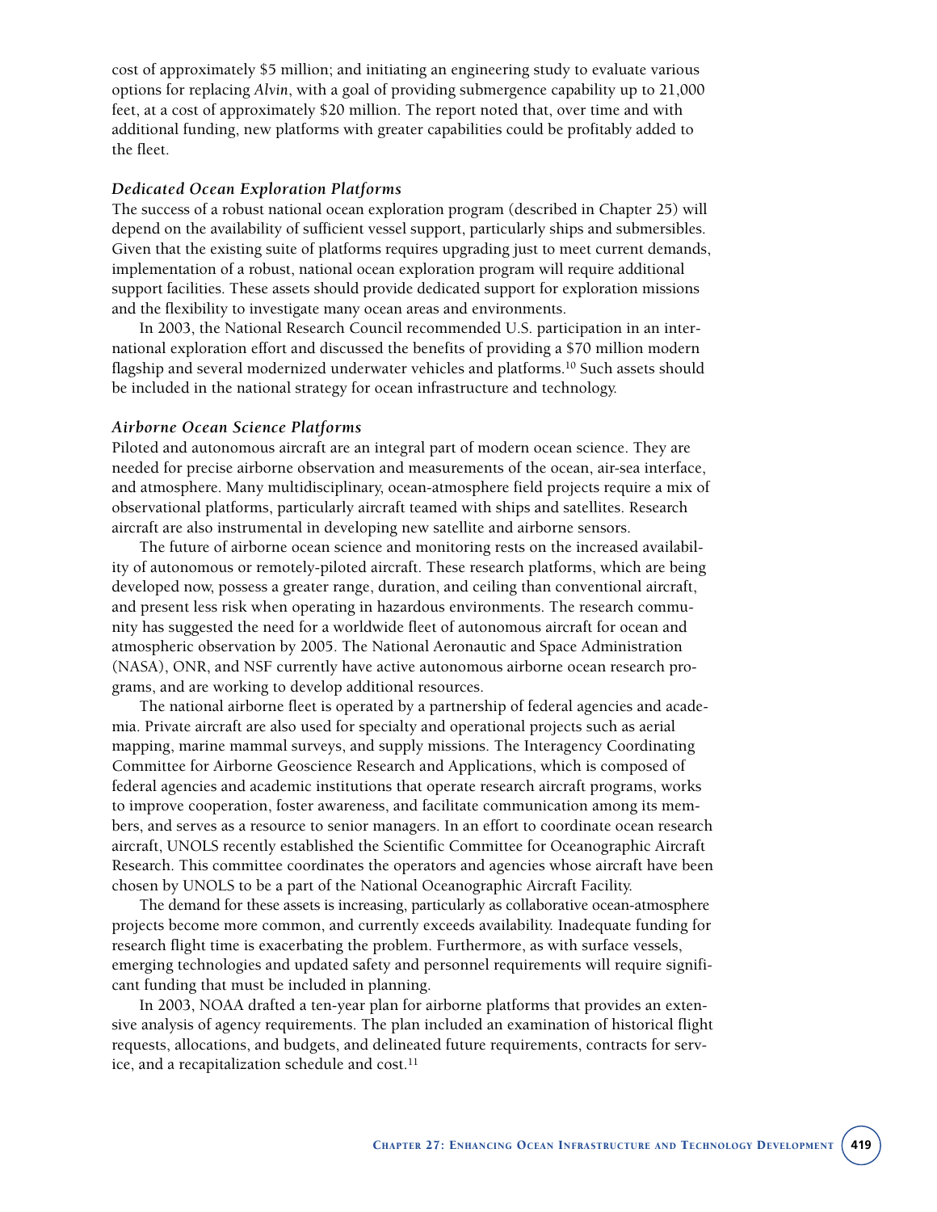cost of approximately $5 million; and initiating an engineering study to evaluate various options for replacing *Alvin*, with a goal of providing submergence capability up to 21,000 feet, at a cost of approximately $20 million. The report noted that, over time and with additional funding, new platforms with greater capabilities could be profitably added to the fleet.

### *Dedicated Ocean Exploration Platforms*

The success of a robust national ocean exploration program (described in Chapter 25) will depend on the availability of sufficient vessel support, particularly ships and submersibles. Given that the existing suite of platforms requires upgrading just to meet current demands, implementation of a robust, national ocean exploration program will require additional support facilities. These assets should provide dedicated support for exploration missions and the flexibility to investigate many ocean areas and environments.

In 2003, the National Research Council recommended U.S. participation in an international exploration effort and discussed the benefits of providing a $70 million modern flagship and several modernized underwater vehicles and platforms.[10] Such assets should be included in the national strategy for ocean infrastructure and technology.

### *Airborne Ocean Science Platforms*

Piloted and autonomous aircraft are an integral part of modern ocean science. They are needed for precise airborne observation and measurements of the ocean, air-sea interface, and atmosphere. Many multidisciplinary, ocean-atmosphere field projects require a mix of observational platforms, particularly aircraft teamed with ships and satellites. Research aircraft are also instrumental in developing new satellite and airborne sensors.

The future of airborne ocean science and monitoring rests on the increased availability of autonomous or remotely-piloted aircraft. These research platforms, which are being developed now, possess a greater range, duration, and ceiling than conventional aircraft, and present less risk when operating in hazardous environments. The research community has suggested the need for a worldwide fleet of autonomous aircraft for ocean and atmospheric observation by 2005. The National Aeronautic and Space Administration (NASA), ONR, and NSF currently have active autonomous airborne ocean research programs, and are working to develop additional resources.

The national airborne fleet is operated by a partnership of federal agencies and academia. Private aircraft are also used for specialty and operational projects such as aerial mapping, marine mammal surveys, and supply missions. The Interagency Coordinating Committee for Airborne Geoscience Research and Applications, which is composed of federal agencies and academic institutions that operate research aircraft programs, works to improve cooperation, foster awareness, and facilitate communication among its members, and serves as a resource to senior managers. In an effort to coordinate ocean research aircraft, UNOLS recently established the Scientific Committee for Oceanographic Aircraft Research. This committee coordinates the operators and agencies whose aircraft have been chosen by UNOLS to be a part of the National Oceanographic Aircraft Facility.

The demand for these assets is increasing, particularly as collaborative ocean-atmosphere projects become more common, and currently exceeds availability. Inadequate funding for research flight time is exacerbating the problem. Furthermore, as with surface vessels, emerging technologies and updated safety and personnel requirements will require significant funding that must be included in planning.

In 2003, NOAA drafted a ten-year plan for airborne platforms that provides an extensive analysis of agency requirements. The plan included an examination of historical flight requests, allocations, and budgets, and delineated future requirements, contracts for service, and a recapitalization schedule and cost.[11]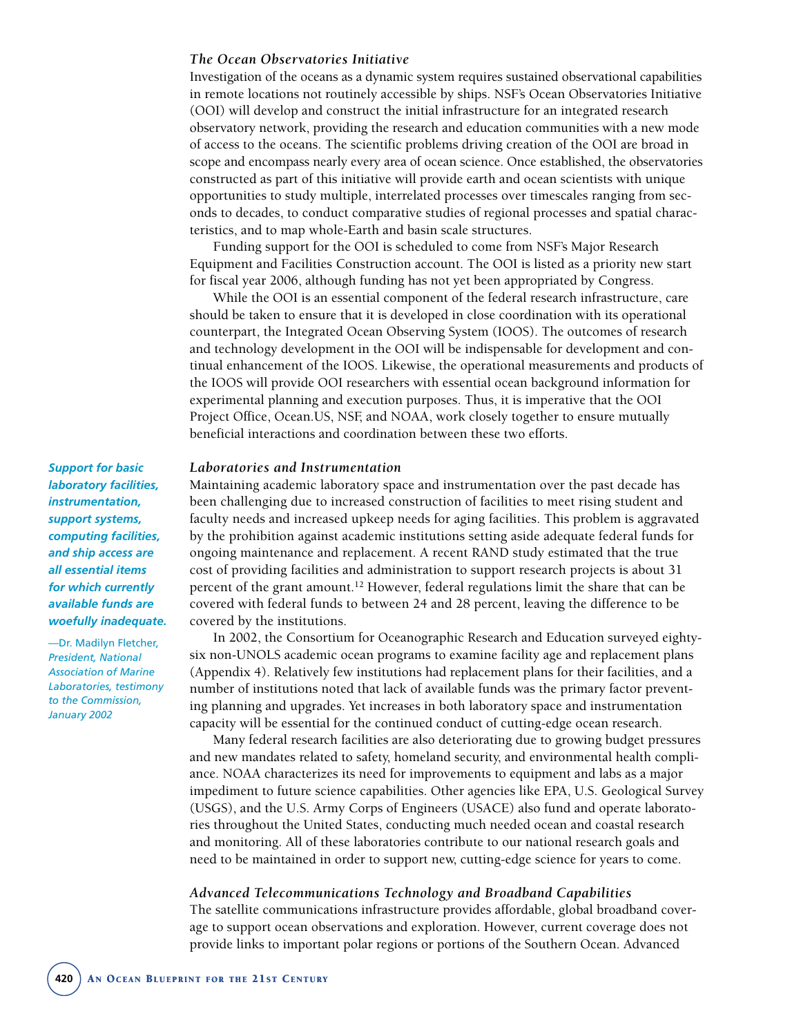### *The Ocean Observatories Initiative*

Investigation of the oceans as a dynamic system requires sustained observational capabilities in remote locations not routinely accessible by ships. NSF's Ocean Observatories Initiative (OOI) will develop and construct the initial infrastructure for an integrated research observatory network, providing the research and education communities with a new mode of access to the oceans. The scientific problems driving creation of the OOI are broad in scope and encompass nearly every area of ocean science. Once established, the observatories constructed as part of this initiative will provide earth and ocean scientists with unique opportunities to study multiple, interrelated processes over timescales ranging from seconds to decades, to conduct comparative studies of regional processes and spatial characteristics, and to map whole-Earth and basin scale structures.

Funding support for the OOI is scheduled to come from NSF's Major Research Equipment and Facilities Construction account. The OOI is listed as a priority new start for fiscal year 2006, although funding has not yet been appropriated by Congress.

While the OOI is an essential component of the federal research infrastructure, care should be taken to ensure that it is developed in close coordination with its operational counterpart, the Integrated Ocean Observing System (IOOS). The outcomes of research and technology development in the OOI will be indispensable for development and continual enhancement of the IOOS. Likewise, the operational measurements and products of the IOOS will provide OOI researchers with essential ocean background information for experimental planning and execution purposes. Thus, it is imperative that the OOI Project Office, Ocean.US, NSF, and NOAA, work closely together to ensure mutually beneficial interactions and coordination between these two efforts.

### *Laboratories and Instrumentation*

Maintaining academic laboratory space and instrumentation over the past decade has been challenging due to increased construction of facilities to meet rising student and faculty needs and increased upkeep needs for aging facilities. This problem is aggravated by the prohibition against academic institutions setting aside adequate federal funds for ongoing maintenance and replacement. A recent RAND study estimated that the true cost of providing facilities and administration to support research projects is about 31 percent of the grant amount.[12] However, federal regulations limit the share that can be covered with federal funds to between 24 and 28 percent, leaving the difference to be covered by the institutions.

> ***Support for basic laboratory facilities, instrumentation, support systems, computing facilities, and ship access are all essential items for which currently available funds are woefully inadequate.***
>
> —Dr. Madilyn Fletcher, *President, National Association of Marine Laboratories, testimony to the Commission, January 2002*

In 2002, the Consortium for Oceanographic Research and Education surveyed eighty-six non-UNOLS academic ocean programs to examine facility age and replacement plans (Appendix 4). Relatively few institutions had replacement plans for their facilities, and a number of institutions noted that lack of available funds was the primary factor preventing planning and upgrades. Yet increases in both laboratory space and instrumentation capacity will be essential for the continued conduct of cutting-edge ocean research.

Many federal research facilities are also deteriorating due to growing budget pressures and new mandates related to safety, homeland security, and environmental health compliance. NOAA characterizes its need for improvements to equipment and labs as a major impediment to future science capabilities. Other agencies like EPA, U.S. Geological Survey (USGS), and the U.S. Army Corps of Engineers (USACE) also fund and operate laboratories throughout the United States, conducting much needed ocean and coastal research and monitoring. All of these laboratories contribute to our national research goals and need to be maintained in order to support new, cutting-edge science for years to come.

### *Advanced Telecommunications Technology and Broadband Capabilities*

The satellite communications infrastructure provides affordable, global broadband coverage to support ocean observations and exploration. However, current coverage does not provide links to important polar regions or portions of the Southern Ocean. Advanced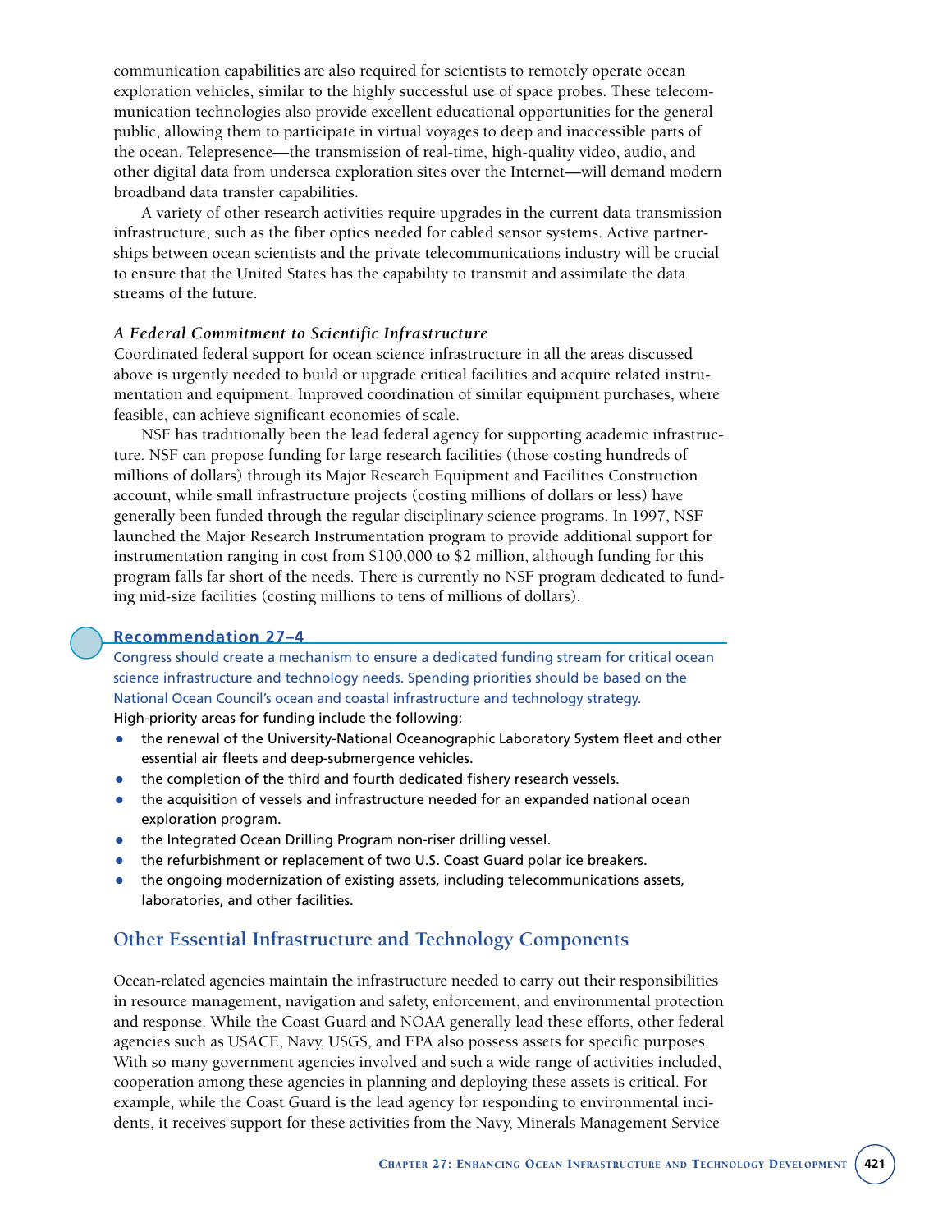communication capabilities are also required for scientists to remotely operate ocean exploration vehicles, similar to the highly successful use of space probes. These telecommunication technologies also provide excellent educational opportunities for the general public, allowing them to participate in virtual voyages to deep and inaccessible parts of the ocean. Telepresence—the transmission of real-time, high-quality video, audio, and other digital data from undersea exploration sites over the Internet—will demand modern broadband data transfer capabilities.

A variety of other research activities require upgrades in the current data transmission infrastructure, such as the fiber optics needed for cabled sensor systems. Active partnerships between ocean scientists and the private telecommunications industry will be crucial to ensure that the United States has the capability to transmit and assimilate the data streams of the future.

### *A Federal Commitment to Scientific Infrastructure*

Coordinated federal support for ocean science infrastructure in all the areas discussed above is urgently needed to build or upgrade critical facilities and acquire related instrumentation and equipment. Improved coordination of similar equipment purchases, where feasible, can achieve significant economies of scale.

NSF has traditionally been the lead federal agency for supporting academic infrastructure. NSF can propose funding for large research facilities (those costing hundreds of millions of dollars) through its Major Research Equipment and Facilities Construction account, while small infrastructure projects (costing millions of dollars or less) have generally been funded through the regular disciplinary science programs. In 1997, NSF launched the Major Research Instrumentation program to provide additional support for instrumentation ranging in cost from $100,000 to $2 million, although funding for this program falls far short of the needs. There is currently no NSF program dedicated to funding mid-size facilities (costing millions to tens of millions of dollars).

#### Recommendation 27–4

Congress should create a mechanism to ensure a dedicated funding stream for critical ocean science infrastructure and technology needs. Spending priorities should be based on the National Ocean Council's ocean and coastal infrastructure and technology strategy.

High-priority areas for funding include the following:

- the renewal of the University-National Oceanographic Laboratory System fleet and other essential air fleets and deep-submergence vehicles.
- the completion of the third and fourth dedicated fishery research vessels.
- the acquisition of vessels and infrastructure needed for an expanded national ocean exploration program.
- the Integrated Ocean Drilling Program non-riser drilling vessel.
- the refurbishment or replacement of two U.S. Coast Guard polar ice breakers.
- the ongoing modernization of existing assets, including telecommunications assets, laboratories, and other facilities.

## Other Essential Infrastructure and Technology Components

Ocean-related agencies maintain the infrastructure needed to carry out their responsibilities in resource management, navigation and safety, enforcement, and environmental protection and response. While the Coast Guard and NOAA generally lead these efforts, other federal agencies such as USACE, Navy, USGS, and EPA also possess assets for specific purposes. With so many government agencies involved and such a wide range of activities included, cooperation among these agencies in planning and deploying these assets is critical. For example, while the Coast Guard is the lead agency for responding to environmental incidents, it receives support for these activities from the Navy, Minerals Management Service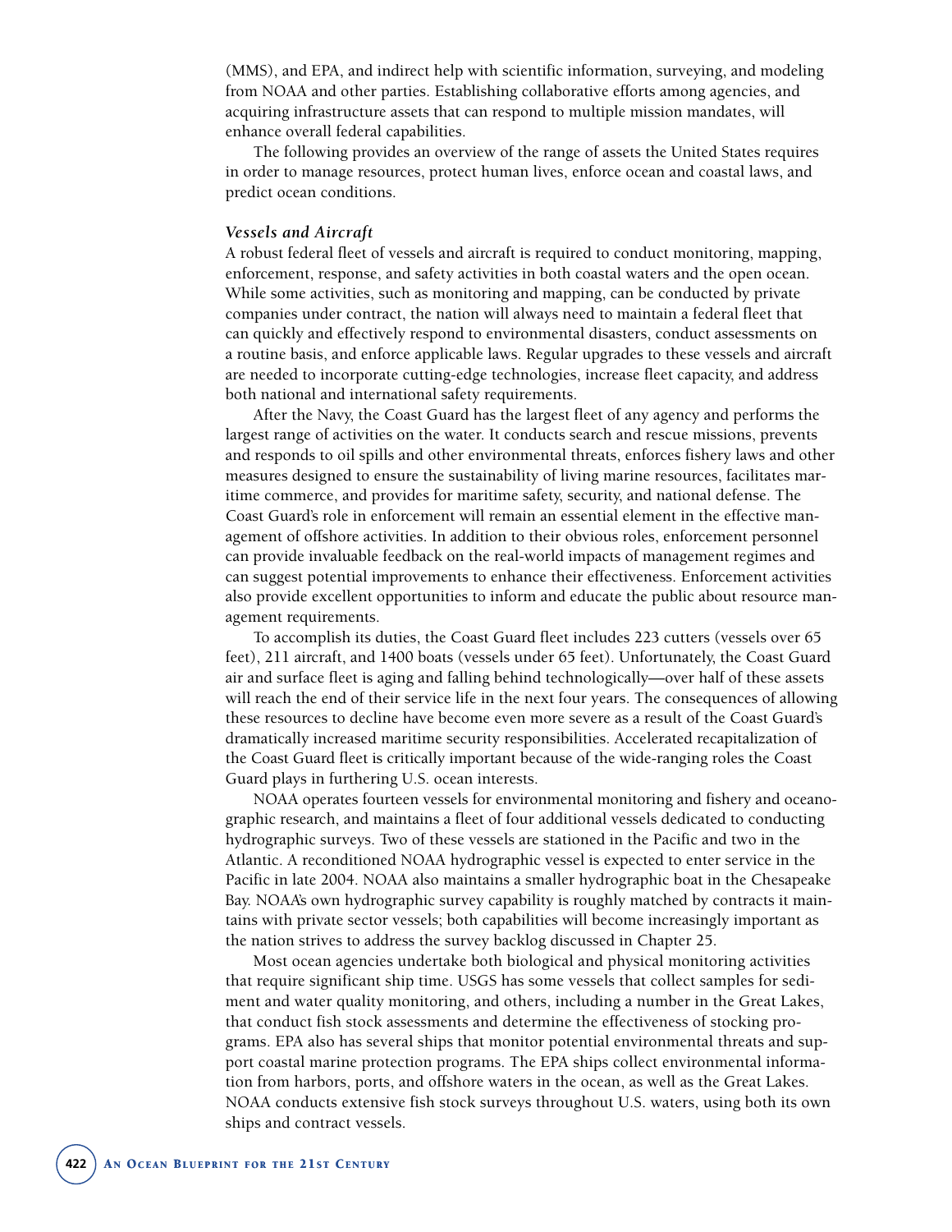(MMS), and EPA, and indirect help with scientific information, surveying, and modeling from NOAA and other parties. Establishing collaborative efforts among agencies, and acquiring infrastructure assets that can respond to multiple mission mandates, will enhance overall federal capabilities.

The following provides an overview of the range of assets the United States requires in order to manage resources, protect human lives, enforce ocean and coastal laws, and predict ocean conditions.

### *Vessels and Aircraft*

A robust federal fleet of vessels and aircraft is required to conduct monitoring, mapping, enforcement, response, and safety activities in both coastal waters and the open ocean. While some activities, such as monitoring and mapping, can be conducted by private companies under contract, the nation will always need to maintain a federal fleet that can quickly and effectively respond to environmental disasters, conduct assessments on a routine basis, and enforce applicable laws. Regular upgrades to these vessels and aircraft are needed to incorporate cutting-edge technologies, increase fleet capacity, and address both national and international safety requirements.

After the Navy, the Coast Guard has the largest fleet of any agency and performs the largest range of activities on the water. It conducts search and rescue missions, prevents and responds to oil spills and other environmental threats, enforces fishery laws and other measures designed to ensure the sustainability of living marine resources, facilitates maritime commerce, and provides for maritime safety, security, and national defense. The Coast Guard's role in enforcement will remain an essential element in the effective management of offshore activities. In addition to their obvious roles, enforcement personnel can provide invaluable feedback on the real-world impacts of management regimes and can suggest potential improvements to enhance their effectiveness. Enforcement activities also provide excellent opportunities to inform and educate the public about resource management requirements.

To accomplish its duties, the Coast Guard fleet includes 223 cutters (vessels over 65 feet), 211 aircraft, and 1400 boats (vessels under 65 feet). Unfortunately, the Coast Guard air and surface fleet is aging and falling behind technologically—over half of these assets will reach the end of their service life in the next four years. The consequences of allowing these resources to decline have become even more severe as a result of the Coast Guard's dramatically increased maritime security responsibilities. Accelerated recapitalization of the Coast Guard fleet is critically important because of the wide-ranging roles the Coast Guard plays in furthering U.S. ocean interests.

NOAA operates fourteen vessels for environmental monitoring and fishery and oceanographic research, and maintains a fleet of four additional vessels dedicated to conducting hydrographic surveys. Two of these vessels are stationed in the Pacific and two in the Atlantic. A reconditioned NOAA hydrographic vessel is expected to enter service in the Pacific in late 2004. NOAA also maintains a smaller hydrographic boat in the Chesapeake Bay. NOAA's own hydrographic survey capability is roughly matched by contracts it maintains with private sector vessels; both capabilities will become increasingly important as the nation strives to address the survey backlog discussed in Chapter 25.

Most ocean agencies undertake both biological and physical monitoring activities that require significant ship time. USGS has some vessels that collect samples for sediment and water quality monitoring, and others, including a number in the Great Lakes, that conduct fish stock assessments and determine the effectiveness of stocking programs. EPA also has several ships that monitor potential environmental threats and support coastal marine protection programs. The EPA ships collect environmental information from harbors, ports, and offshore waters in the ocean, as well as the Great Lakes. NOAA conducts extensive fish stock surveys throughout U.S. waters, using both its own ships and contract vessels.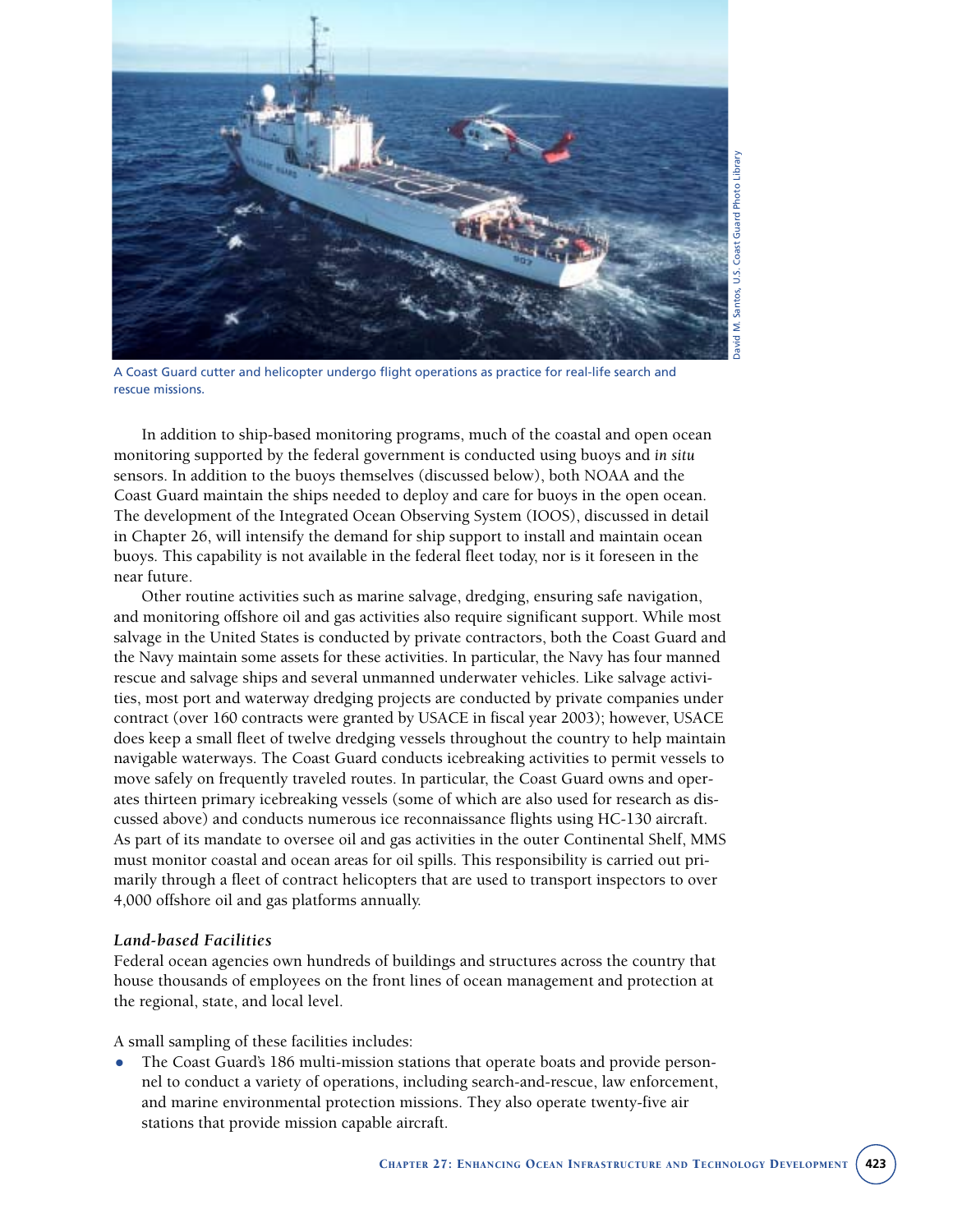A Coast Guard cutter and helicopter undergo flight operations as practice for real-life search and rescue missions.

In addition to ship-based monitoring programs, much of the coastal and open ocean monitoring supported by the federal government is conducted using buoys and *in situ* sensors. In addition to the buoys themselves (discussed below), both NOAA and the Coast Guard maintain the ships needed to deploy and care for buoys in the open ocean. The development of the Integrated Ocean Observing System (IOOS), discussed in detail in Chapter 26, will intensify the demand for ship support to install and maintain ocean buoys. This capability is not available in the federal fleet today, nor is it foreseen in the near future.

Other routine activities such as marine salvage, dredging, ensuring safe navigation, and monitoring offshore oil and gas activities also require significant support. While most salvage in the United States is conducted by private contractors, both the Coast Guard and the Navy maintain some assets for these activities. In particular, the Navy has four manned rescue and salvage ships and several unmanned underwater vehicles. Like salvage activities, most port and waterway dredging projects are conducted by private companies under contract (over 160 contracts were granted by USACE in fiscal year 2003); however, USACE does keep a small fleet of twelve dredging vessels throughout the country to help maintain navigable waterways. The Coast Guard conducts icebreaking activities to permit vessels to move safely on frequently traveled routes. In particular, the Coast Guard owns and operates thirteen primary icebreaking vessels (some of which are also used for research as discussed above) and conducts numerous ice reconnaissance flights using HC-130 aircraft. As part of its mandate to oversee oil and gas activities in the outer Continental Shelf, MMS must monitor coastal and ocean areas for oil spills. This responsibility is carried out primarily through a fleet of contract helicopters that are used to transport inspectors to over 4,000 offshore oil and gas platforms annually.

### *Land-based Facilities*

Federal ocean agencies own hundreds of buildings and structures across the country that house thousands of employees on the front lines of ocean management and protection at the regional, state, and local level.

A small sampling of these facilities includes:

- The Coast Guard's 186 multi-mission stations that operate boats and provide personnel to conduct a variety of operations, including search-and-rescue, law enforcement, and marine environmental protection missions. They also operate twenty-five air stations that provide mission capable aircraft.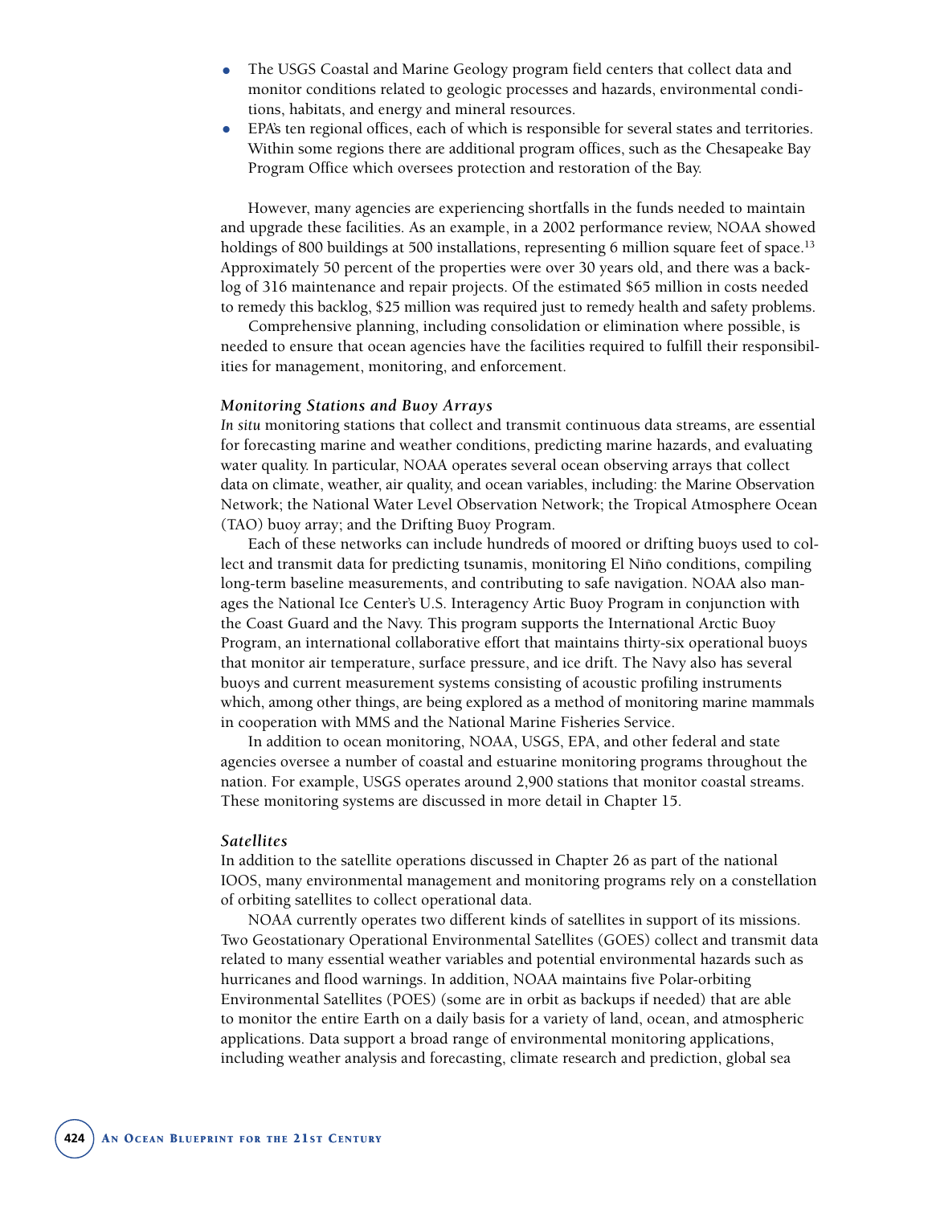- The USGS Coastal and Marine Geology program field centers that collect data and monitor conditions related to geologic processes and hazards, environmental conditions, habitats, and energy and mineral resources.
- EPA's ten regional offices, each of which is responsible for several states and territories. Within some regions there are additional program offices, such as the Chesapeake Bay Program Office which oversees protection and restoration of the Bay.

However, many agencies are experiencing shortfalls in the funds needed to maintain and upgrade these facilities. As an example, in a 2002 performance review, NOAA showed holdings of 800 buildings at 500 installations, representing 6 million square feet of space.[13] Approximately 50 percent of the properties were over 30 years old, and there was a backlog of 316 maintenance and repair projects. Of the estimated $65 million in costs needed to remedy this backlog, $25 million was required just to remedy health and safety problems.

Comprehensive planning, including consolidation or elimination where possible, is needed to ensure that ocean agencies have the facilities required to fulfill their responsibilities for management, monitoring, and enforcement.

### *Monitoring Stations and Buoy Arrays*

*In situ* monitoring stations that collect and transmit continuous data streams, are essential for forecasting marine and weather conditions, predicting marine hazards, and evaluating water quality. In particular, NOAA operates several ocean observing arrays that collect data on climate, weather, air quality, and ocean variables, including: the Marine Observation Network; the National Water Level Observation Network; the Tropical Atmosphere Ocean (TAO) buoy array; and the Drifting Buoy Program.

Each of these networks can include hundreds of moored or drifting buoys used to collect and transmit data for predicting tsunamis, monitoring El Niño conditions, compiling long-term baseline measurements, and contributing to safe navigation. NOAA also manages the National Ice Center's U.S. Interagency Artic Buoy Program in conjunction with the Coast Guard and the Navy. This program supports the International Arctic Buoy Program, an international collaborative effort that maintains thirty-six operational buoys that monitor air temperature, surface pressure, and ice drift. The Navy also has several buoys and current measurement systems consisting of acoustic profiling instruments which, among other things, are being explored as a method of monitoring marine mammals in cooperation with MMS and the National Marine Fisheries Service.

In addition to ocean monitoring, NOAA, USGS, EPA, and other federal and state agencies oversee a number of coastal and estuarine monitoring programs throughout the nation. For example, USGS operates around 2,900 stations that monitor coastal streams. These monitoring systems are discussed in more detail in Chapter 15.

### *Satellites*

In addition to the satellite operations discussed in Chapter 26 as part of the national IOOS, many environmental management and monitoring programs rely on a constellation of orbiting satellites to collect operational data.

NOAA currently operates two different kinds of satellites in support of its missions. Two Geostationary Operational Environmental Satellites (GOES) collect and transmit data related to many essential weather variables and potential environmental hazards such as hurricanes and flood warnings. In addition, NOAA maintains five Polar-orbiting Environmental Satellites (POES) (some are in orbit as backups if needed) that are able to monitor the entire Earth on a daily basis for a variety of land, ocean, and atmospheric applications. Data support a broad range of environmental monitoring applications, including weather analysis and forecasting, climate research and prediction, global sea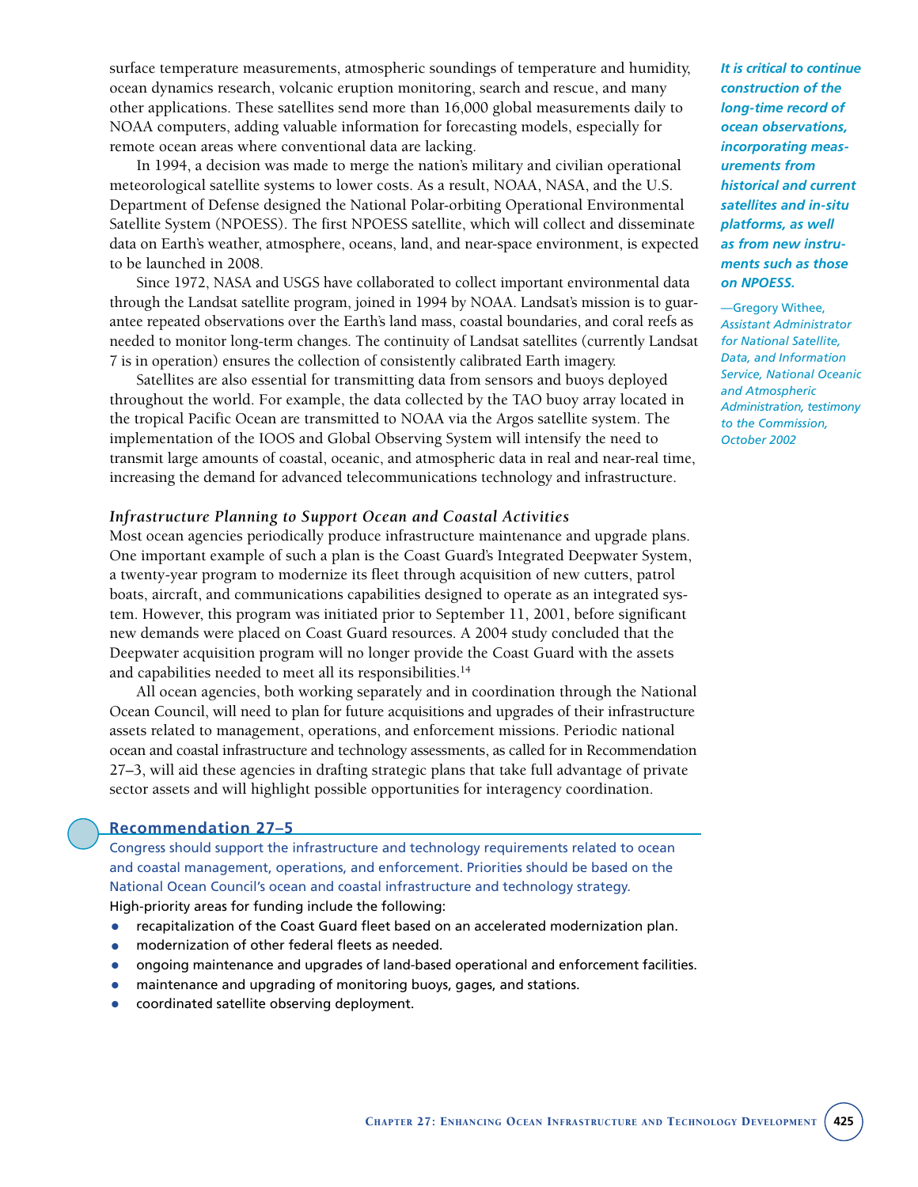surface temperature measurements, atmospheric soundings of temperature and humidity, ocean dynamics research, volcanic eruption monitoring, search and rescue, and many other applications. These satellites send more than 16,000 global measurements daily to NOAA computers, adding valuable information for forecasting models, especially for remote ocean areas where conventional data are lacking.

In 1994, a decision was made to merge the nation's military and civilian operational meteorological satellite systems to lower costs. As a result, NOAA, NASA, and the U.S. Department of Defense designed the National Polar-orbiting Operational Environmental Satellite System (NPOESS). The first NPOESS satellite, which will collect and disseminate data on Earth's weather, atmosphere, oceans, land, and near-space environment, is expected to be launched in 2008.

Since 1972, NASA and USGS have collaborated to collect important environmental data through the Landsat satellite program, joined in 1994 by NOAA. Landsat's mission is to guarantee repeated observations over the Earth's land mass, coastal boundaries, and coral reefs as needed to monitor long-term changes. The continuity of Landsat satellites (currently Landsat 7 is in operation) ensures the collection of consistently calibrated Earth imagery.

Satellites are also essential for transmitting data from sensors and buoys deployed throughout the world. For example, the data collected by the TAO buoy array located in the tropical Pacific Ocean are transmitted to NOAA via the Argos satellite system. The implementation of the IOOS and Global Observing System will intensify the need to transmit large amounts of coastal, oceanic, and atmospheric data in real and near-real time, increasing the demand for advanced telecommunications technology and infrastructure.

> ***It is critical to continue construction of the long-time record of ocean observations, incorporating measurements from historical and current satellites and in-situ platforms, as well as from new instruments such as those on NPOESS.***
>
> —Gregory Withee, *Assistant Administrator for National Satellite, Data, and Information Service, National Oceanic and Atmospheric Administration, testimony to the Commission, October 2002*

### *Infrastructure Planning to Support Ocean and Coastal Activities*

Most ocean agencies periodically produce infrastructure maintenance and upgrade plans. One important example of such a plan is the Coast Guard's Integrated Deepwater System, a twenty-year program to modernize its fleet through acquisition of new cutters, patrol boats, aircraft, and communications capabilities designed to operate as an integrated system. However, this program was initiated prior to September 11, 2001, before significant new demands were placed on Coast Guard resources. A 2004 study concluded that the Deepwater acquisition program will no longer provide the Coast Guard with the assets and capabilities needed to meet all its responsibilities.[14]

All ocean agencies, both working separately and in coordination through the National Ocean Council, will need to plan for future acquisitions and upgrades of their infrastructure assets related to management, operations, and enforcement missions. Periodic national ocean and coastal infrastructure and technology assessments, as called for in Recommendation 27–3, will aid these agencies in drafting strategic plans that take full advantage of private sector assets and will highlight possible opportunities for interagency coordination.

### Recommendation 27–5

Congress should support the infrastructure and technology requirements related to ocean and coastal management, operations, and enforcement. Priorities should be based on the National Ocean Council's ocean and coastal infrastructure and technology strategy.

High-priority areas for funding include the following:

- recapitalization of the Coast Guard fleet based on an accelerated modernization plan.
- modernization of other federal fleets as needed.
- ongoing maintenance and upgrades of land-based operational and enforcement facilities.
- maintenance and upgrading of monitoring buoys, gages, and stations.
- coordinated satellite observing deployment.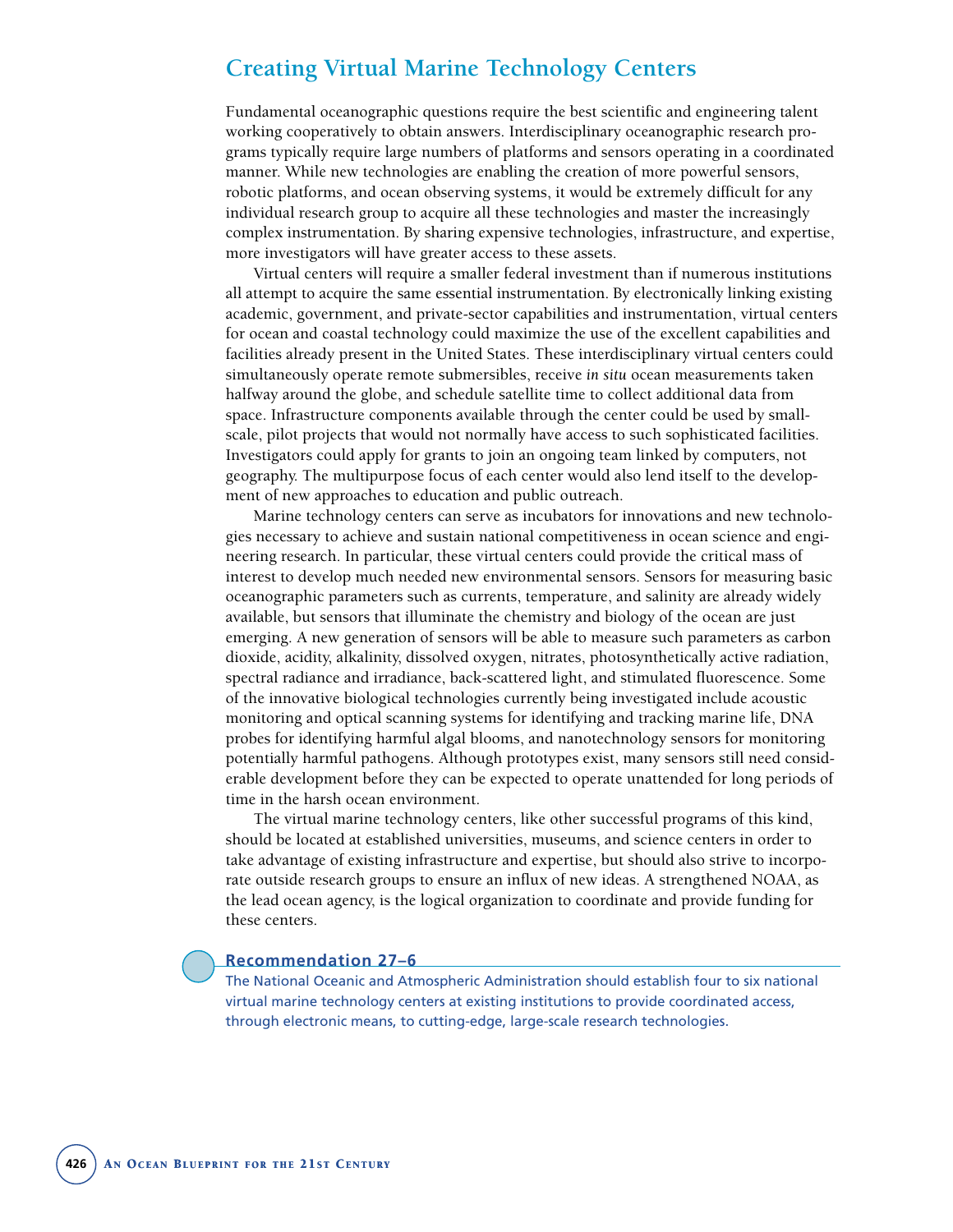## Creating Virtual Marine Technology Centers

Fundamental oceanographic questions require the best scientific and engineering talent working cooperatively to obtain answers. Interdisciplinary oceanographic research programs typically require large numbers of platforms and sensors operating in a coordinated manner. While new technologies are enabling the creation of more powerful sensors, robotic platforms, and ocean observing systems, it would be extremely difficult for any individual research group to acquire all these technologies and master the increasingly complex instrumentation. By sharing expensive technologies, infrastructure, and expertise, more investigators will have greater access to these assets.

Virtual centers will require a smaller federal investment than if numerous institutions all attempt to acquire the same essential instrumentation. By electronically linking existing academic, government, and private-sector capabilities and instrumentation, virtual centers for ocean and coastal technology could maximize the use of the excellent capabilities and facilities already present in the United States. These interdisciplinary virtual centers could simultaneously operate remote submersibles, receive *in situ* ocean measurements taken halfway around the globe, and schedule satellite time to collect additional data from space. Infrastructure components available through the center could be used by small-scale, pilot projects that would not normally have access to such sophisticated facilities. Investigators could apply for grants to join an ongoing team linked by computers, not geography. The multipurpose focus of each center would also lend itself to the development of new approaches to education and public outreach.

Marine technology centers can serve as incubators for innovations and new technologies necessary to achieve and sustain national competitiveness in ocean science and engineering research. In particular, these virtual centers could provide the critical mass of interest to develop much needed new environmental sensors. Sensors for measuring basic oceanographic parameters such as currents, temperature, and salinity are already widely available, but sensors that illuminate the chemistry and biology of the ocean are just emerging. A new generation of sensors will be able to measure such parameters as carbon dioxide, acidity, alkalinity, dissolved oxygen, nitrates, photosynthetically active radiation, spectral radiance and irradiance, back-scattered light, and stimulated fluorescence. Some of the innovative biological technologies currently being investigated include acoustic monitoring and optical scanning systems for identifying and tracking marine life, DNA probes for identifying harmful algal blooms, and nanotechnology sensors for monitoring potentially harmful pathogens. Although prototypes exist, many sensors still need considerable development before they can be expected to operate unattended for long periods of time in the harsh ocean environment.

The virtual marine technology centers, like other successful programs of this kind, should be located at established universities, museums, and science centers in order to take advantage of existing infrastructure and expertise, but should also strive to incorporate outside research groups to ensure an influx of new ideas. A strengthened NOAA, as the lead ocean agency, is the logical organization to coordinate and provide funding for these centers.

**Recommendation 27–6**

The National Oceanic and Atmospheric Administration should establish four to six national virtual marine technology centers at existing institutions to provide coordinated access, through electronic means, to cutting-edge, large-scale research technologies.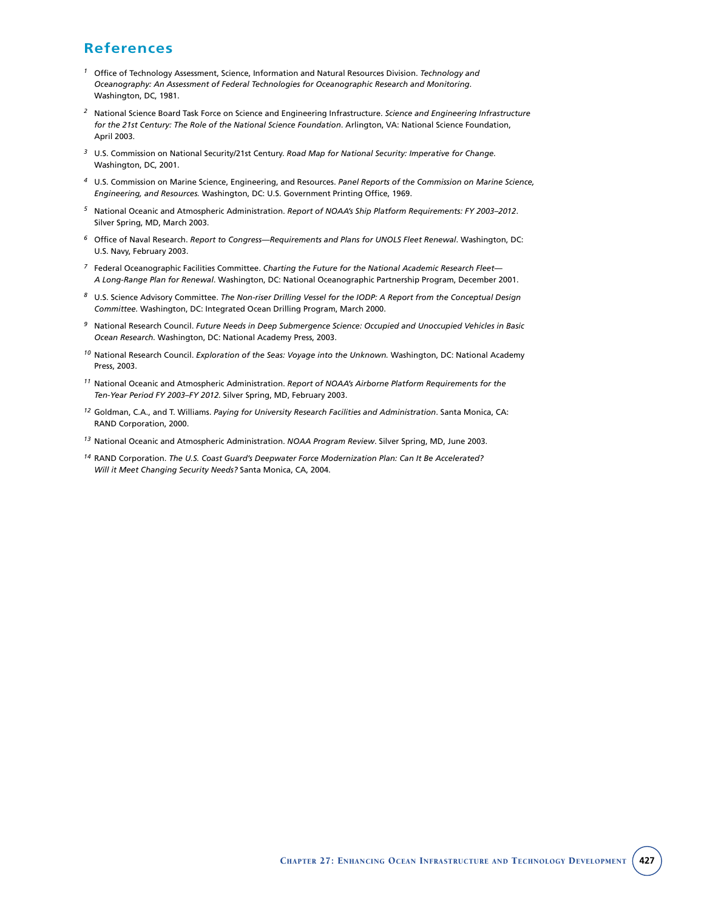## References

[1] Office of Technology Assessment, Science, Information and Natural Resources Division. *Technology and Oceanography: An Assessment of Federal Technologies for Oceanographic Research and Monitoring*. Washington, DC, 1981.

[2] National Science Board Task Force on Science and Engineering Infrastructure. *Science and Engineering Infrastructure for the 21st Century: The Role of the National Science Foundation*. Arlington, VA: National Science Foundation, April 2003.

[3] U.S. Commission on National Security/21st Century. *Road Map for National Security: Imperative for Change.* Washington, DC, 2001.

[4] U.S. Commission on Marine Science, Engineering, and Resources. *Panel Reports of the Commission on Marine Science, Engineering, and Resources.* Washington, DC: U.S. Government Printing Office, 1969.

[5] National Oceanic and Atmospheric Administration. *Report of NOAA's Ship Platform Requirements: FY 2003–2012*. Silver Spring, MD, March 2003.

[6] Office of Naval Research. *Report to Congress—Requirements and Plans for UNOLS Fleet Renewal*. Washington, DC: U.S. Navy, February 2003.

[7] Federal Oceanographic Facilities Committee. *Charting the Future for the National Academic Research Fleet—A Long-Range Plan for Renewal*. Washington, DC: National Oceanographic Partnership Program, December 2001.

[8] U.S. Science Advisory Committee. *The Non-riser Drilling Vessel for the IODP: A Report from the Conceptual Design Committee.* Washington, DC: Integrated Ocean Drilling Program, March 2000.

[9] National Research Council. *Future Needs in Deep Submergence Science: Occupied and Unoccupied Vehicles in Basic Ocean Research.* Washington, DC: National Academy Press, 2003.

[10] National Research Council. *Exploration of the Seas: Voyage into the Unknown.* Washington, DC: National Academy Press, 2003.

[11] National Oceanic and Atmospheric Administration. *Report of NOAA's Airborne Platform Requirements for the Ten-Year Period FY 2003–FY 2012.* Silver Spring, MD, February 2003.

[12] Goldman, C.A., and T. Williams. *Paying for University Research Facilities and Administration*. Santa Monica, CA: RAND Corporation, 2000.

[13] National Oceanic and Atmospheric Administration. *NOAA Program Review*. Silver Spring, MD, June 2003.

[14] RAND Corporation. *The U.S. Coast Guard's Deepwater Force Modernization Plan: Can It Be Accelerated? Will it Meet Changing Security Needs?* Santa Monica, CA, 2004.